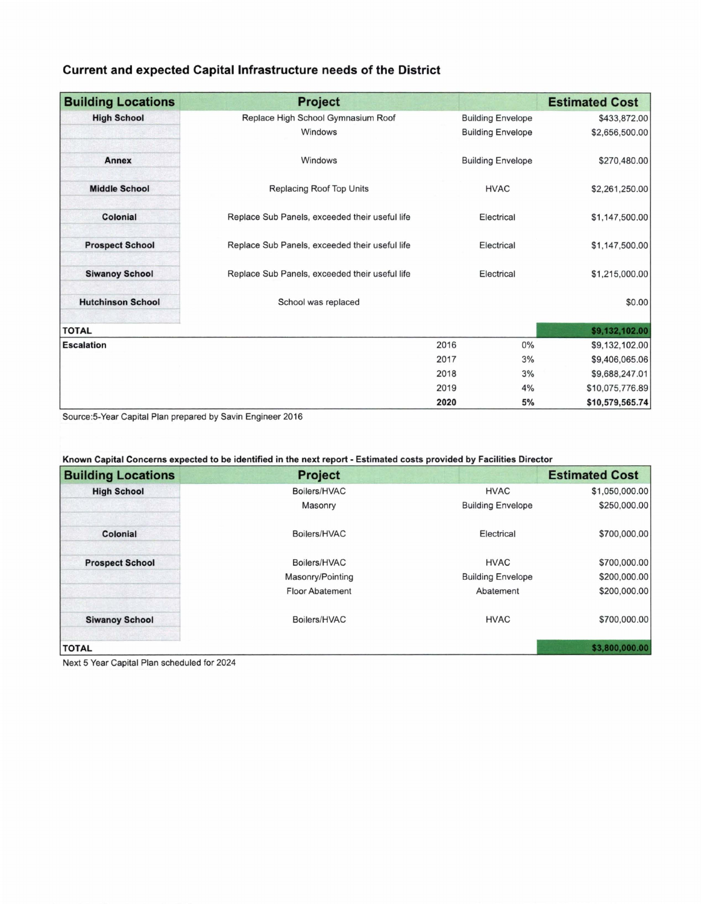## Current and expected Capital Infrastructure needs of the District

| Building Locations | Project | | Estimated Cost |
|---|---|---|---|
| High School | Replace High School Gymnasium Roof | Building Envelope | $433,872.00 |
| | Windows | Building Envelope | $2,656,500.00 |
| Annex | Windows | Building Envelope | $270,480.00 |
| Middle School | Replacing Roof Top Units | HVAC | $2,261,250.00 |
| Colonial | Replace Sub Panels, exceeded their useful life | Electrical | $1,147,500.00 |
| Prospect School | Replace Sub Panels, exceeded their useful life | Electrical | $1,147,500.00 |
| Siwanoy School | Replace Sub Panels, exceeded their useful life | Electrical | $1,215,000.00 |
| Hutchinson School | School was replaced | | $0.00 |
| **TOTAL** | | | **$9,132,102.00** |
| **Escalation** | 2016 | 0% | $9,132,102.00 |
| | 2017 | 3% | $9,406,065.06 |
| | 2018 | 3% | $9,688,247.01 |
| | 2019 | 4% | $10,075,776.89 |
| | **2020** | **5%** | **$10,579,565.74** |

Source:5-Year Capital Plan prepared by Savin Engineer 2016

**Known Capital Concerns expected to be identified in the next report - Estimated costs provided by Facilities Director**

| Building Locations | Project | | Estimated Cost |
|---|---|---|---|
| High School | Boilers/HVAC | HVAC | $1,050,000.00 |
| | Masonry | Building Envelope | $250,000.00 |
| Colonial | Boilers/HVAC | Electrical | $700,000.00 |
| Prospect School | Boilers/HVAC | HVAC | $700,000.00 |
| | Masonry/Pointing | Building Envelope | $200,000.00 |
| | Floor Abatement | Abatement | $200,000.00 |
| Siwanoy School | Boilers/HVAC | HVAC | $700,000.00 |
| **TOTAL** | | | **$3,800,000.00** |

Next 5 Year Capital Plan scheduled for 2024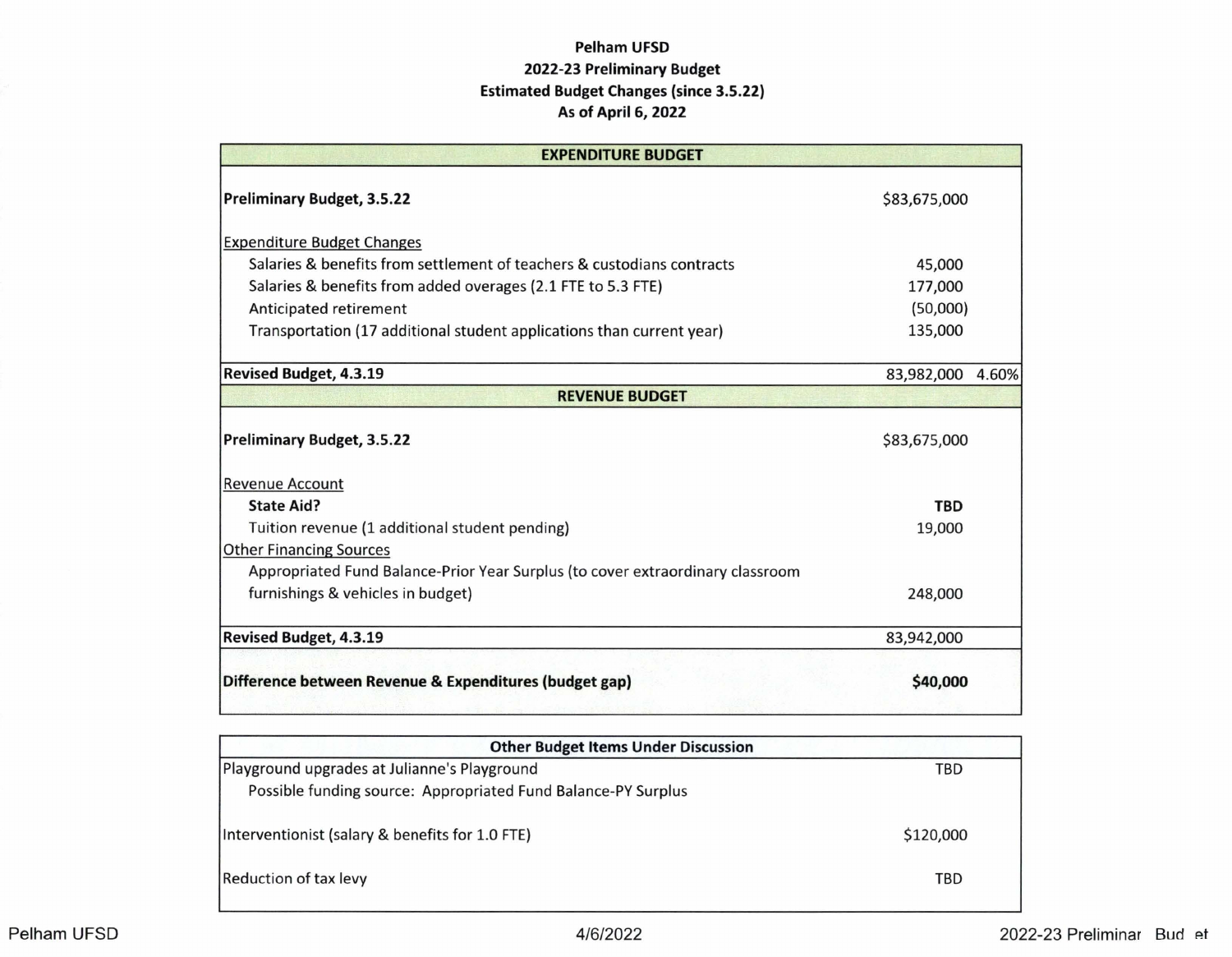**Pelham UFSD**
**2022-23 Preliminary Budget**
**Estimated Budget Changes (since 3.5.22)**
**As of April 6, 2022**

| **EXPENDITURE BUDGET** | | |
|---|---|---|
| **Preliminary Budget, 3.5.22** | $83,675,000 | |
| Expenditure Budget Changes | | |
| Salaries & benefits from settlement of teachers & custodians contracts | 45,000 | |
| Salaries & benefits from added overages (2.1 FTE to 5.3 FTE) | 177,000 | |
| Anticipated retirement | (50,000) | |
| Transportation (17 additional student applications than current year) | 135,000 | |
| **Revised Budget, 4.3.19** | 83,982,000 | 4.60% |
| **REVENUE BUDGET** | | |
| **Preliminary Budget, 3.5.22** | $83,675,000 | |
| Revenue Account | | |
| **State Aid?** | **TBD** | |
| Tuition revenue (1 additional student pending) | 19,000 | |
| Other Financing Sources | | |
| Appropriated Fund Balance-Prior Year Surplus (to cover extraordinary classroom furnishings & vehicles in budget) | 248,000 | |
| **Revised Budget, 4.3.19** | 83,942,000 | |
| **Difference between Revenue & Expenditures (budget gap)** | **$40,000** | |

| **Other Budget Items Under Discussion** | |
|---|---|
| Playground upgrades at Julianne's Playground | TBD |
| Possible funding source: Appropriated Fund Balance-PY Surplus | |
| Interventionist (salary & benefits for 1.0 FTE) | $120,000 |
| Reduction of tax levy | TBD |